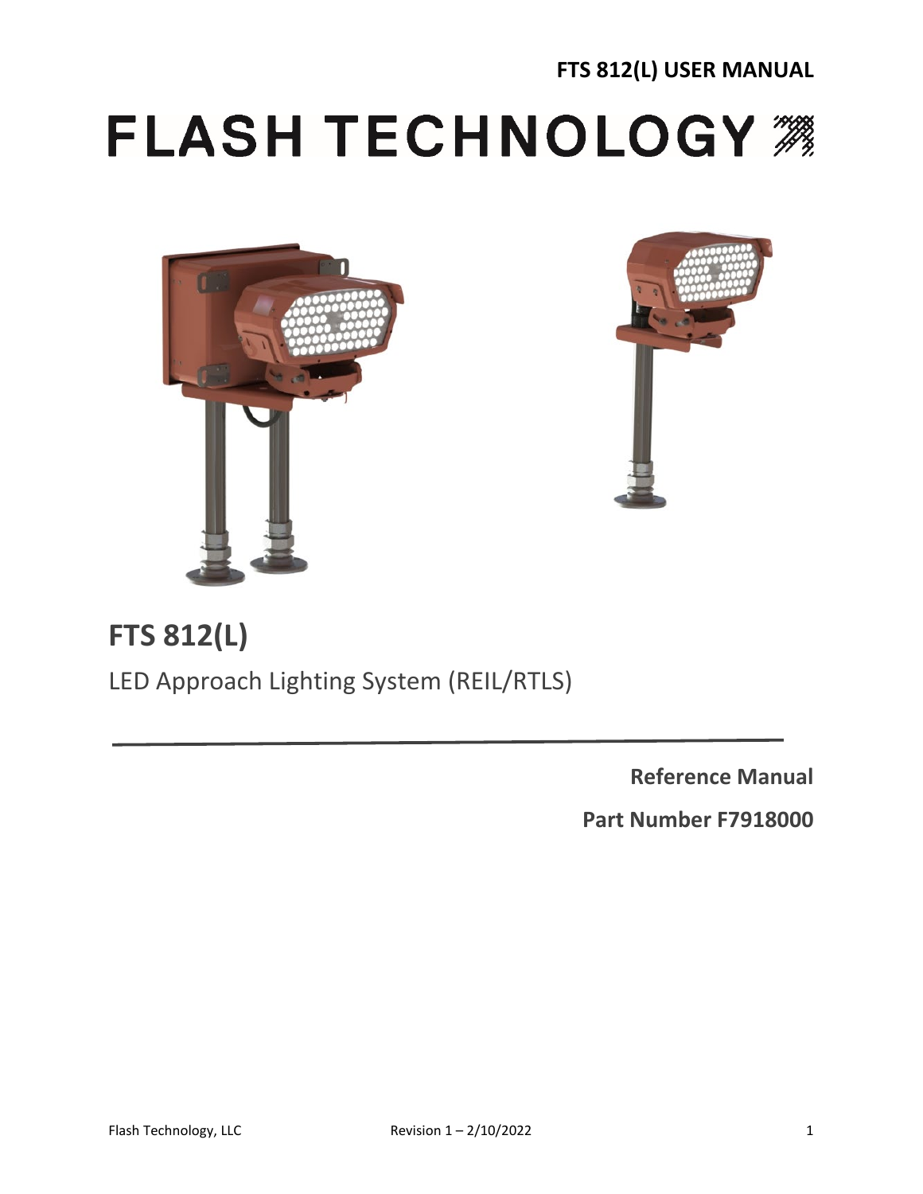FTS 812(L) USER MANUAL

# FLASH TECHNOLOGY

# FTS 812(L)

LED Approach Lighting System (REIL/RTLS)

---

**Reference Manual**

**Part Number F7918000**

Flash Technology, LLC Revision 1 – 2/10/2022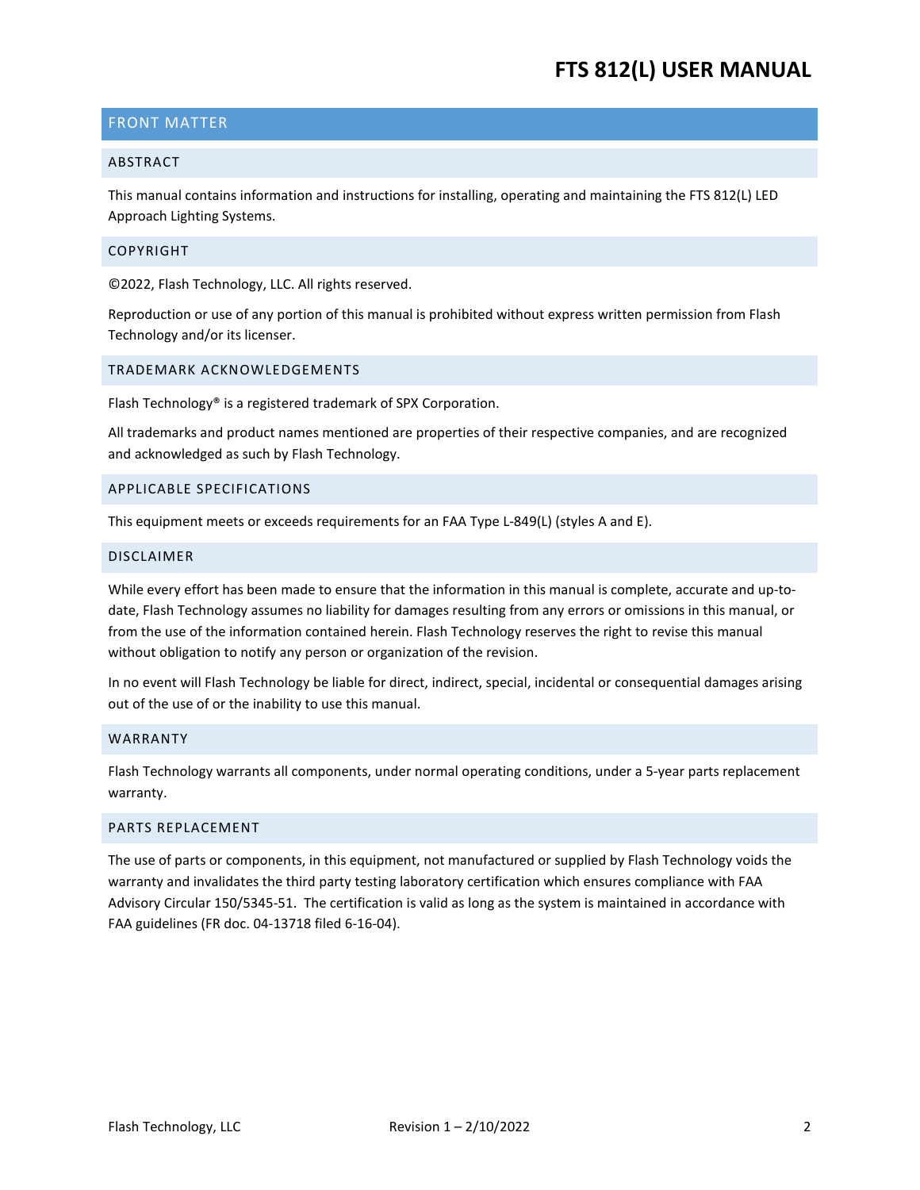## FRONT MATTER

### ABSTRACT

This manual contains information and instructions for installing, operating and maintaining the FTS 812(L) LED Approach Lighting Systems.

### COPYRIGHT

©2022, Flash Technology, LLC. All rights reserved.

Reproduction or use of any portion of this manual is prohibited without express written permission from Flash Technology and/or its licenser.

### TRADEMARK ACKNOWLEDGEMENTS

Flash Technology® is a registered trademark of SPX Corporation.

All trademarks and product names mentioned are properties of their respective companies, and are recognized and acknowledged as such by Flash Technology.

### APPLICABLE SPECIFICATIONS

This equipment meets or exceeds requirements for an FAA Type L-849(L) (styles A and E).

### DISCLAIMER

While every effort has been made to ensure that the information in this manual is complete, accurate and up-to-date, Flash Technology assumes no liability for damages resulting from any errors or omissions in this manual, or from the use of the information contained herein. Flash Technology reserves the right to revise this manual without obligation to notify any person or organization of the revision.

In no event will Flash Technology be liable for direct, indirect, special, incidental or consequential damages arising out of the use of or the inability to use this manual.

### WARRANTY

Flash Technology warrants all components, under normal operating conditions, under a 5-year parts replacement warranty.

### PARTS REPLACEMENT

The use of parts or components, in this equipment, not manufactured or supplied by Flash Technology voids the warranty and invalidates the third party testing laboratory certification which ensures compliance with FAA Advisory Circular 150/5345-51. The certification is valid as long as the system is maintained in accordance with FAA guidelines (FR doc. 04-13718 filed 6-16-04).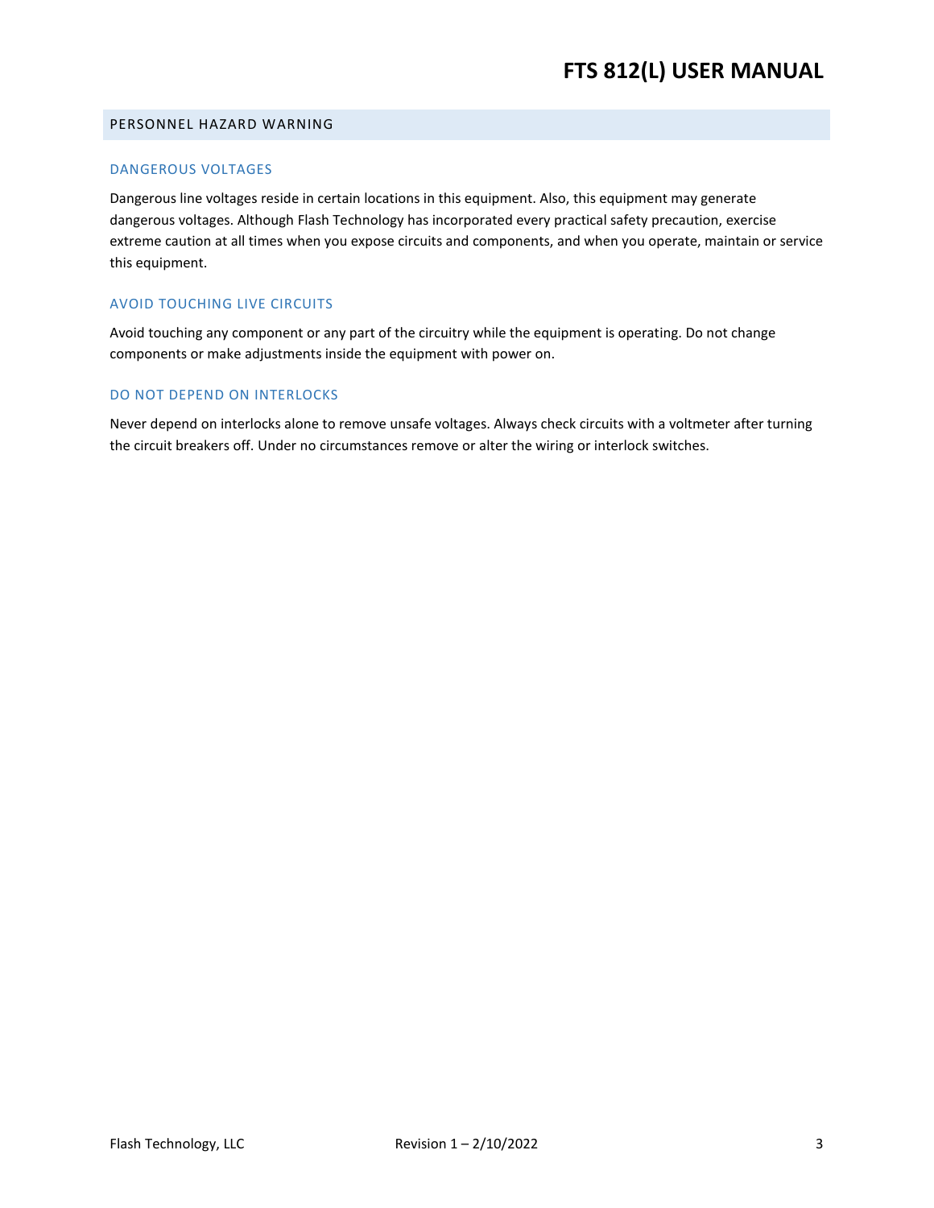## PERSONNEL HAZARD WARNING

### DANGEROUS VOLTAGES

Dangerous line voltages reside in certain locations in this equipment. Also, this equipment may generate dangerous voltages. Although Flash Technology has incorporated every practical safety precaution, exercise extreme caution at all times when you expose circuits and components, and when you operate, maintain or service this equipment.

### AVOID TOUCHING LIVE CIRCUITS

Avoid touching any component or any part of the circuitry while the equipment is operating. Do not change components or make adjustments inside the equipment with power on.

### DO NOT DEPEND ON INTERLOCKS

Never depend on interlocks alone to remove unsafe voltages. Always check circuits with a voltmeter after turning the circuit breakers off. Under no circumstances remove or alter the wiring or interlock switches.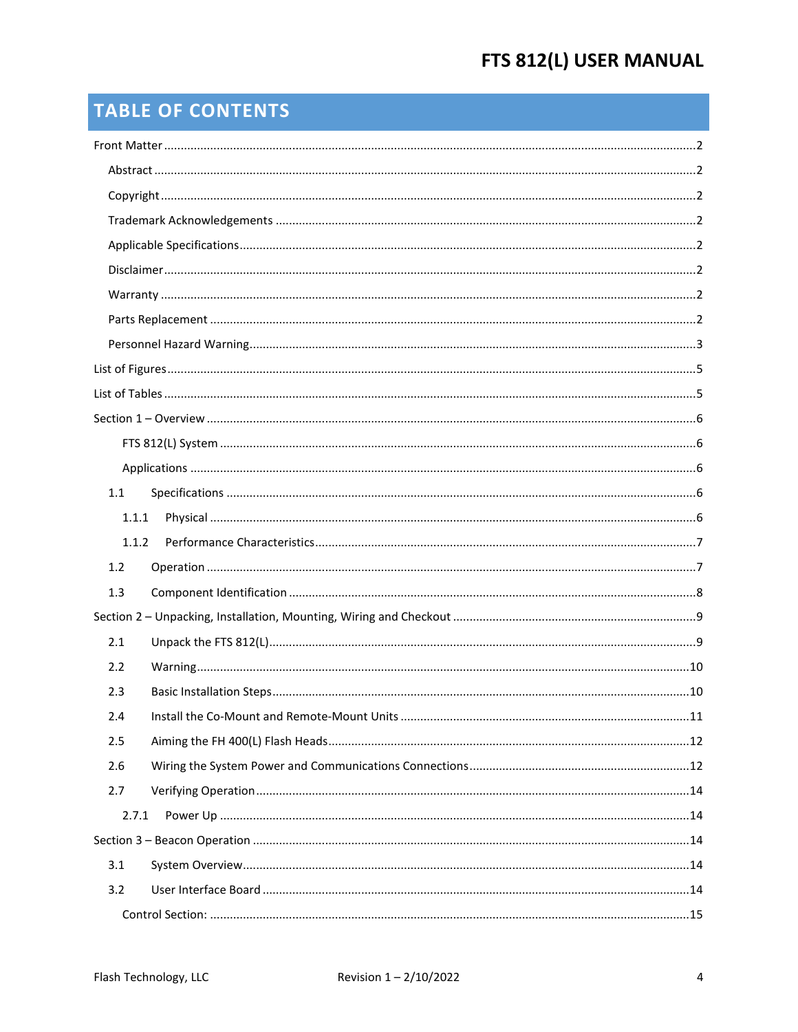## TABLE OF CONTENTS

Front Matter ....................................................................................................................................2

- Abstract ....................................................................................................................................2
- Copyright ..................................................................................................................................2
- Trademark Acknowledgements ................................................................................................2
- Applicable Specifications..........................................................................................................2
- Disclaimer..................................................................................................................................2
- Warranty ...................................................................................................................................2
- Parts Replacement ....................................................................................................................2
- Personnel Hazard Warning........................................................................................................3

List of Figures.....................................................................................................................................5

List of Tables ......................................................................................................................................5

Section 1 – Overview ..........................................................................................................................6

- FTS 812(L) System ................................................................................................................6
- Applications ..........................................................................................................................6
- 1.1 Specifications ..........................................................................................................................6
  - 1.1.1 Physical ...........................................................................................................................6
  - 1.1.2 Performance Characteristics............................................................................................7
- 1.2 Operation ................................................................................................................................7
- 1.3 Component Identification ........................................................................................................8

Section 2 – Unpacking, Installation, Mounting, Wiring and Checkout ....................................................9

- 2.1 Unpack the FTS 812(L).............................................................................................................9
- 2.2 Warning..................................................................................................................................10
- 2.3 Basic Installation Steps...........................................................................................................10
- 2.4 Install the Co-Mount and Remote-Mount Units .......................................................................11
- 2.5 Aiming the FH 400(L) Flash Heads...........................................................................................12
- 2.6 Wiring the System Power and Communications Connections..................................................12
- 2.7 Verifying Operation.................................................................................................................14
  - 2.7.1 Power Up .......................................................................................................................14

Section 3 – Beacon Operation ..........................................................................................................14

- 3.1 System Overview.....................................................................................................................14
- 3.2 User Interface Board ..............................................................................................................14
  - Control Section: ...................................................................................................................15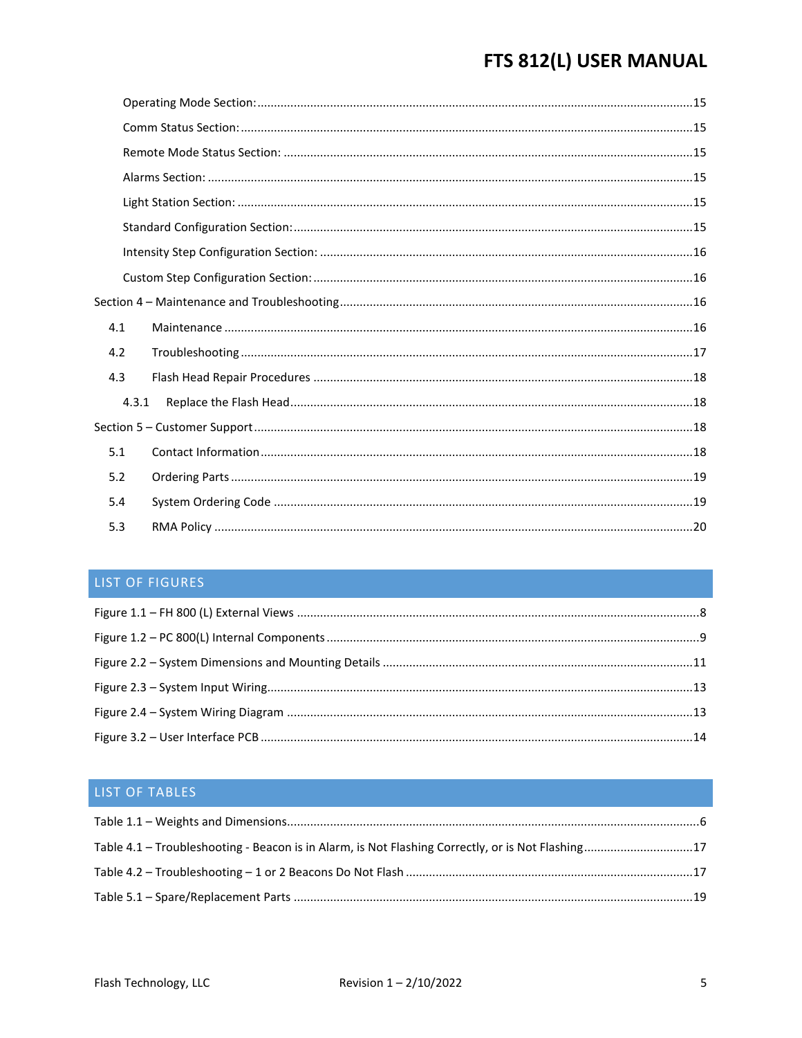Operating Mode Section: ........ 15

Comm Status Section: ........ 15

Remote Mode Status Section: ........ 15

Alarms Section: ........ 15

Light Station Section: ........ 15

Standard Configuration Section: ........ 15

Intensity Step Configuration Section: ........ 16

Custom Step Configuration Section: ........ 16

Section 4 – Maintenance and Troubleshooting ........ 16

4.1 Maintenance ........ 16

4.2 Troubleshooting ........ 17

4.3 Flash Head Repair Procedures ........ 18

4.3.1 Replace the Flash Head ........ 18

Section 5 – Customer Support ........ 18

5.1 Contact Information ........ 18

5.2 Ordering Parts ........ 19

5.4 System Ordering Code ........ 19

5.3 RMA Policy ........ 20

## LIST OF FIGURES

Figure 1.1 – FH 800 (L) External Views ........ 8

Figure 1.2 – PC 800(L) Internal Components ........ 9

Figure 2.2 – System Dimensions and Mounting Details ........ 11

Figure 2.3 – System Input Wiring ........ 13

Figure 2.4 – System Wiring Diagram ........ 13

Figure 3.2 – User Interface PCB ........ 14

## LIST OF TABLES

Table 1.1 – Weights and Dimensions ........ 6

Table 4.1 – Troubleshooting - Beacon is in Alarm, is Not Flashing Correctly, or is Not Flashing ........ 17

Table 4.2 – Troubleshooting – 1 or 2 Beacons Do Not Flash ........ 17

Table 5.1 – Spare/Replacement Parts ........ 19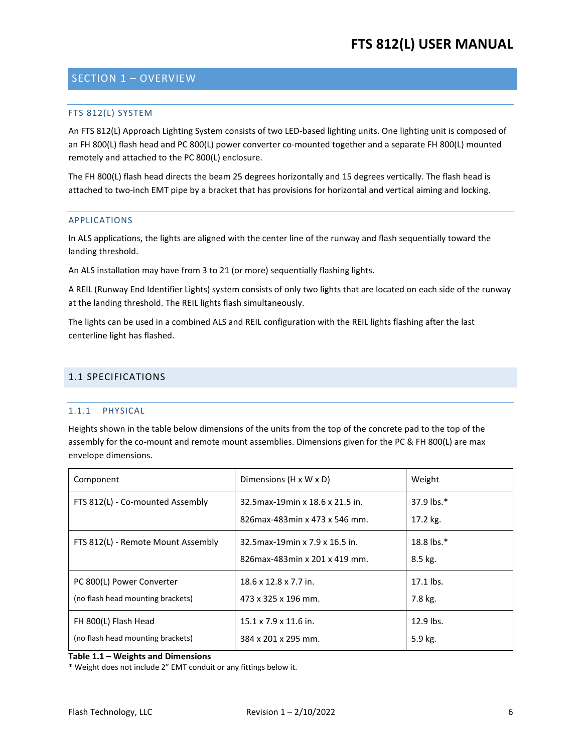## SECTION 1 – OVERVIEW

### FTS 812(L) SYSTEM

An FTS 812(L) Approach Lighting System consists of two LED-based lighting units. One lighting unit is composed of an FH 800(L) flash head and PC 800(L) power converter co-mounted together and a separate FH 800(L) mounted remotely and attached to the PC 800(L) enclosure.

The FH 800(L) flash head directs the beam 25 degrees horizontally and 15 degrees vertically. The flash head is attached to two-inch EMT pipe by a bracket that has provisions for horizontal and vertical aiming and locking.

### APPLICATIONS

In ALS applications, the lights are aligned with the center line of the runway and flash sequentially toward the landing threshold.

An ALS installation may have from 3 to 21 (or more) sequentially flashing lights.

A REIL (Runway End Identifier Lights) system consists of only two lights that are located on each side of the runway at the landing threshold. The REIL lights flash simultaneously.

The lights can be used in a combined ALS and REIL configuration with the REIL lights flashing after the last centerline light has flashed.

## 1.1 SPECIFICATIONS

### 1.1.1 PHYSICAL

Heights shown in the table below dimensions of the units from the top of the concrete pad to the top of the assembly for the co-mount and remote mount assemblies. Dimensions given for the PC & FH 800(L) are max envelope dimensions.

| Component | Dimensions (H x W x D) | Weight |
|---|---|---|
| FTS 812(L) - Co-mounted Assembly | 32.5max-19min x 18.6 x 21.5 in.<br>826max-483min x 473 x 546 mm. | 37.9 lbs.*<br>17.2 kg. |
| FTS 812(L) - Remote Mount Assembly | 32.5max-19min x 7.9 x 16.5 in.<br>826max-483min x 201 x 419 mm. | 18.8 lbs.*<br>8.5 kg. |
| PC 800(L) Power Converter<br>(no flash head mounting brackets) | 18.6 x 12.8 x 7.7 in.<br>473 x 325 x 196 mm. | 17.1 lbs.<br>7.8 kg. |
| FH 800(L) Flash Head<br>(no flash head mounting brackets) | 15.1 x 7.9 x 11.6 in.<br>384 x 201 x 295 mm. | 12.9 lbs.<br>5.9 kg. |

**Table 1.1 – Weights and Dimensions**

* Weight does not include 2" EMT conduit or any fittings below it.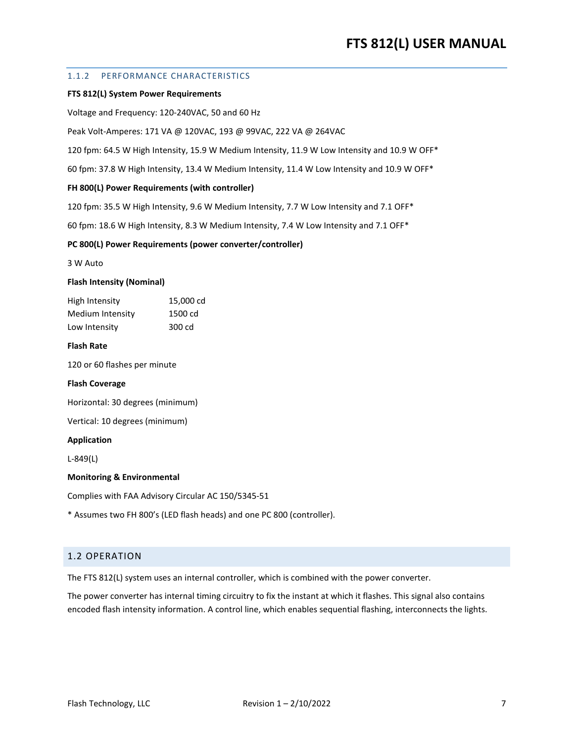### 1.1.2 PERFORMANCE CHARACTERISTICS

**FTS 812(L) System Power Requirements**

Voltage and Frequency: 120-240VAC, 50 and 60 Hz

Peak Volt-Amperes: 171 VA @ 120VAC, 193 @ 99VAC, 222 VA @ 264VAC

120 fpm: 64.5 W High Intensity, 15.9 W Medium Intensity, 11.9 W Low Intensity and 10.9 W OFF*

60 fpm: 37.8 W High Intensity, 13.4 W Medium Intensity, 11.4 W Low Intensity and 10.9 W OFF*

**FH 800(L) Power Requirements (with controller)**

120 fpm: 35.5 W High Intensity, 9.6 W Medium Intensity, 7.7 W Low Intensity and 7.1 OFF*

60 fpm: 18.6 W High Intensity, 8.3 W Medium Intensity, 7.4 W Low Intensity and 7.1 OFF*

**PC 800(L) Power Requirements (power converter/controller)**

3 W Auto

**Flash Intensity (Nominal)**

| | |
|---|---|
| High Intensity | 15,000 cd |
| Medium Intensity | 1500 cd |
| Low Intensity | 300 cd |

**Flash Rate**

120 or 60 flashes per minute

**Flash Coverage**

Horizontal: 30 degrees (minimum)

Vertical: 10 degrees (minimum)

**Application**

L-849(L)

**Monitoring & Environmental**

Complies with FAA Advisory Circular AC 150/5345-51

* Assumes two FH 800's (LED flash heads) and one PC 800 (controller).

## 1.2 OPERATION

The FTS 812(L) system uses an internal controller, which is combined with the power converter.

The power converter has internal timing circuitry to fix the instant at which it flashes. This signal also contains encoded flash intensity information. A control line, which enables sequential flashing, interconnects the lights.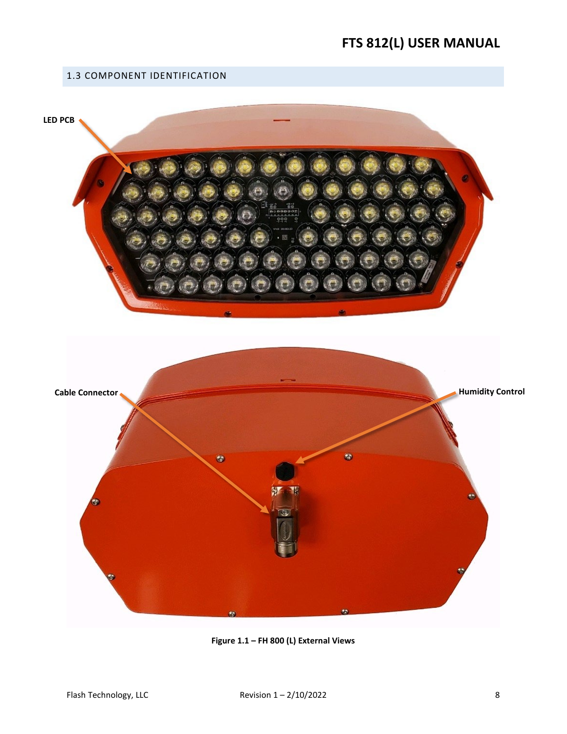## 1.3 COMPONENT IDENTIFICATION

LED PCB

Cable Connector

Humidity Control

**Figure 1.1 – FH 800 (L) External Views**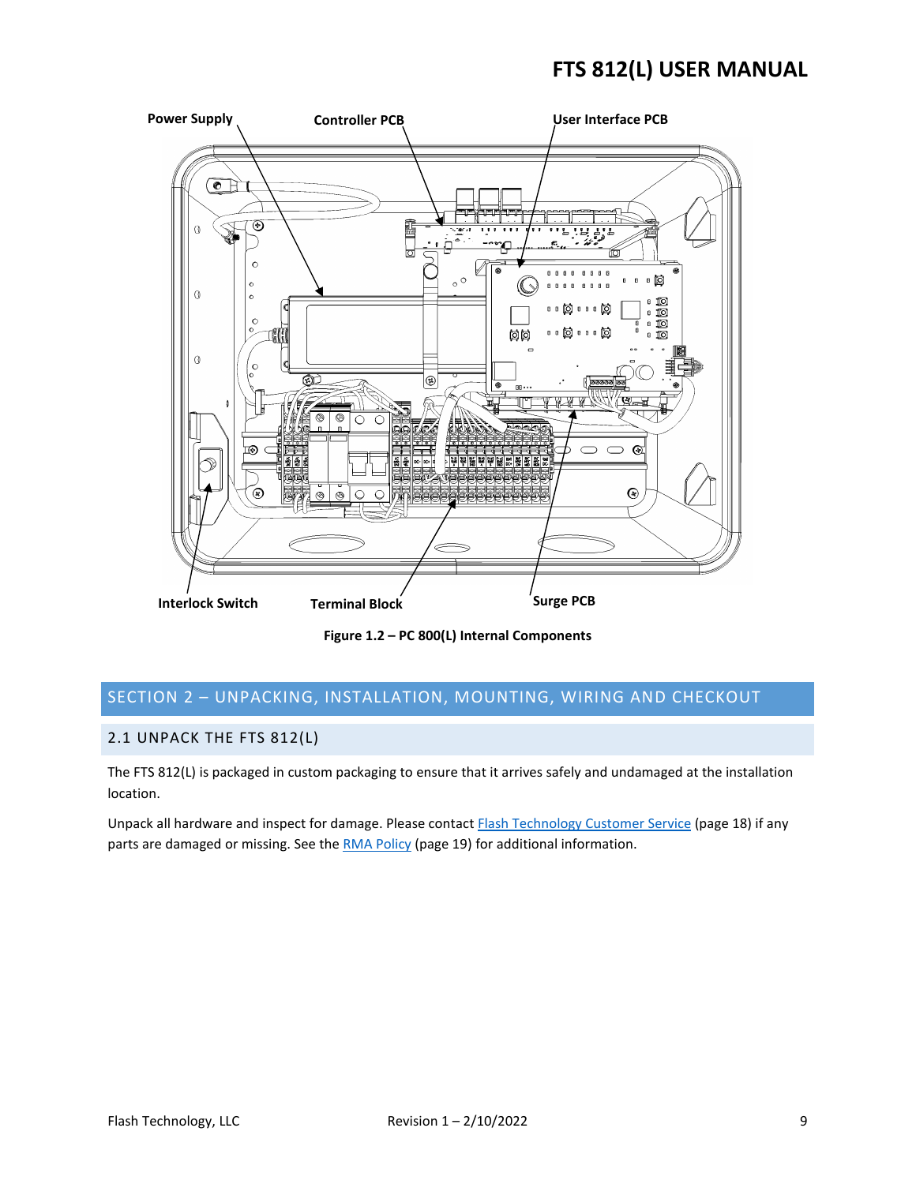Power Supply

Controller PCB

User Interface PCB

Interlock Switch

Terminal Block

Surge PCB

**Figure 1.2 – PC 800(L) Internal Components**

# SECTION 2 – UNPACKING, INSTALLATION, MOUNTING, WIRING AND CHECKOUT

## 2.1 UNPACK THE FTS 812(L)

The FTS 812(L) is packaged in custom packaging to ensure that it arrives safely and undamaged at the installation location.

Unpack all hardware and inspect for damage. Please contact Flash Technology Customer Service (page 18) if any parts are damaged or missing. See the RMA Policy (page 19) for additional information.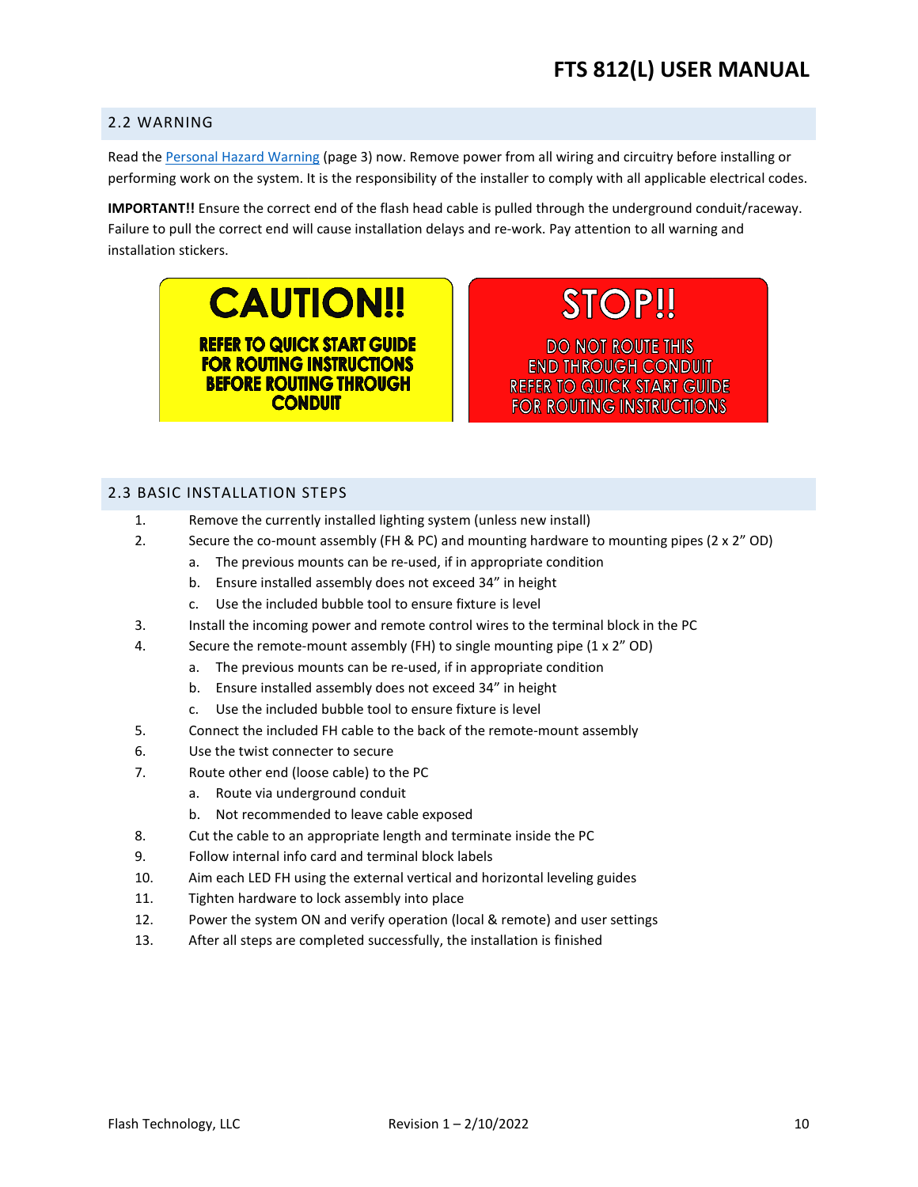## 2.2 WARNING

Read the Personal Hazard Warning (page 3) now. Remove power from all wiring and circuitry before installing or performing work on the system. It is the responsibility of the installer to comply with all applicable electrical codes.

**IMPORTANT!!** Ensure the correct end of the flash head cable is pulled through the underground conduit/raceway. Failure to pull the correct end will cause installation delays and re-work. Pay attention to all warning and installation stickers.

**CAUTION!!**

**REFER TO QUICK START GUIDE FOR ROUTING INSTRUCTIONS BEFORE ROUTING THROUGH CONDUIT**

**STOP!!**

DO NOT ROUTE THIS END THROUGH CONDUIT REFER TO QUICK START GUIDE FOR ROUTING INSTRUCTIONS

## 2.3 BASIC INSTALLATION STEPS

1. Remove the currently installed lighting system (unless new install)
2. Secure the co-mount assembly (FH & PC) and mounting hardware to mounting pipes (2 x 2” OD)
   a. The previous mounts can be re-used, if in appropriate condition
   b. Ensure installed assembly does not exceed 34” in height
   c. Use the included bubble tool to ensure fixture is level
3. Install the incoming power and remote control wires to the terminal block in the PC
4. Secure the remote-mount assembly (FH) to single mounting pipe (1 x 2” OD)
   a. The previous mounts can be re-used, if in appropriate condition
   b. Ensure installed assembly does not exceed 34” in height
   c. Use the included bubble tool to ensure fixture is level
5. Connect the included FH cable to the back of the remote-mount assembly
6. Use the twist connecter to secure
7. Route other end (loose cable) to the PC
   a. Route via underground conduit
   b. Not recommended to leave cable exposed
8. Cut the cable to an appropriate length and terminate inside the PC
9. Follow internal info card and terminal block labels
10. Aim each LED FH using the external vertical and horizontal leveling guides
11. Tighten hardware to lock assembly into place
12. Power the system ON and verify operation (local & remote) and user settings
13. After all steps are completed successfully, the installation is finished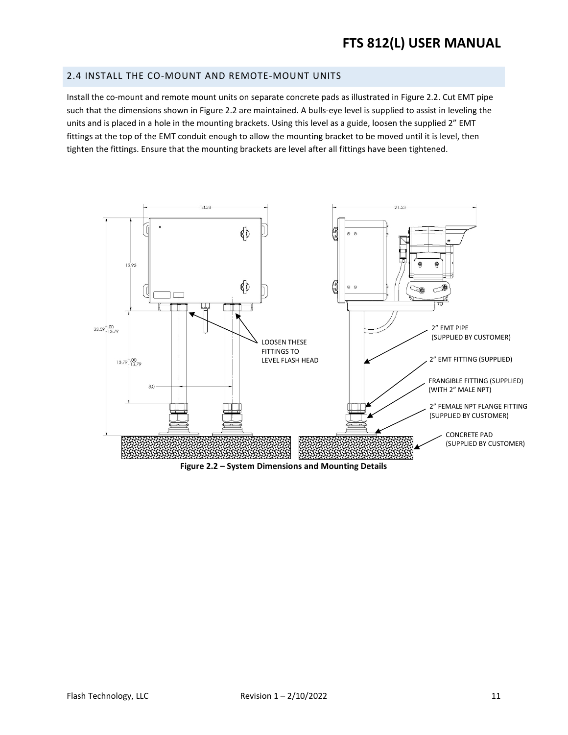## 2.4 INSTALL THE CO-MOUNT AND REMOTE-MOUNT UNITS

Install the co-mount and remote mount units on separate concrete pads as illustrated in Figure 2.2. Cut EMT pipe such that the dimensions shown in Figure 2.2 are maintained. A bulls-eye level is supplied to assist in leveling the units and is placed in a hole in the mounting brackets. Using this level as a guide, loosen the supplied 2" EMT fittings at the top of the EMT conduit enough to allow the mounting bracket to be moved until it is level, then tighten the fittings. Ensure that the mounting brackets are level after all fittings have been tightened.

18.58

21.53

13.93

$32.59^{+.00}_{-13.79}$

$13.79^{+.00}_{-13.79}$

8.0

LOOSEN THESE FITTINGS TO LEVEL FLASH HEAD

2" EMT PIPE (SUPPLIED BY CUSTOMER)

2" EMT FITTING (SUPPLIED)

FRANGIBLE FITTING (SUPPLIED) (WITH 2" MALE NPT)

2" FEMALE NPT FLANGE FITTING (SUPPLIED BY CUSTOMER)

CONCRETE PAD (SUPPLIED BY CUSTOMER)

**Figure 2.2 – System Dimensions and Mounting Details**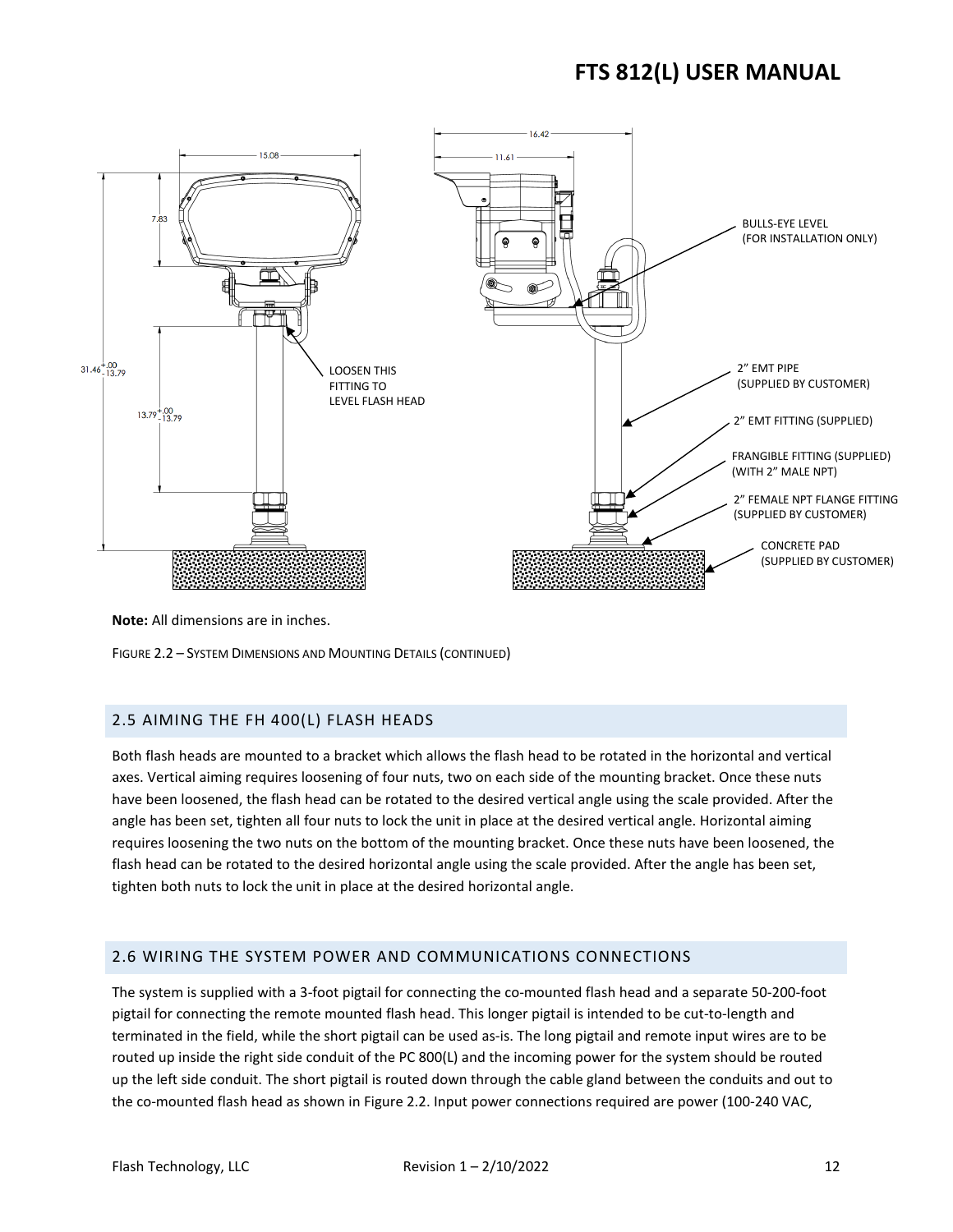**Note:** All dimensions are in inches.

FIGURE 2.2 – SYSTEM DIMENSIONS AND MOUNTING DETAILS (CONTINUED)

## 2.5 AIMING THE FH 400(L) FLASH HEADS

Both flash heads are mounted to a bracket which allows the flash head to be rotated in the horizontal and vertical axes. Vertical aiming requires loosening of four nuts, two on each side of the mounting bracket. Once these nuts have been loosened, the flash head can be rotated to the desired vertical angle using the scale provided. After the angle has been set, tighten all four nuts to lock the unit in place at the desired vertical angle. Horizontal aiming requires loosening the two nuts on the bottom of the mounting bracket. Once these nuts have been loosened, the flash head can be rotated to the desired horizontal angle using the scale provided. After the angle has been set, tighten both nuts to lock the unit in place at the desired horizontal angle.

## 2.6 WIRING THE SYSTEM POWER AND COMMUNICATIONS CONNECTIONS

The system is supplied with a 3-foot pigtail for connecting the co-mounted flash head and a separate 50-200-foot pigtail for connecting the remote mounted flash head. This longer pigtail is intended to be cut-to-length and terminated in the field, while the short pigtail can be used as-is. The long pigtail and remote input wires are to be routed up inside the right side conduit of the PC 800(L) and the incoming power for the system should be routed up the left side conduit. The short pigtail is routed down through the cable gland between the conduits and out to the co-mounted flash head as shown in Figure 2.2. Input power connections required are power (100-240 VAC,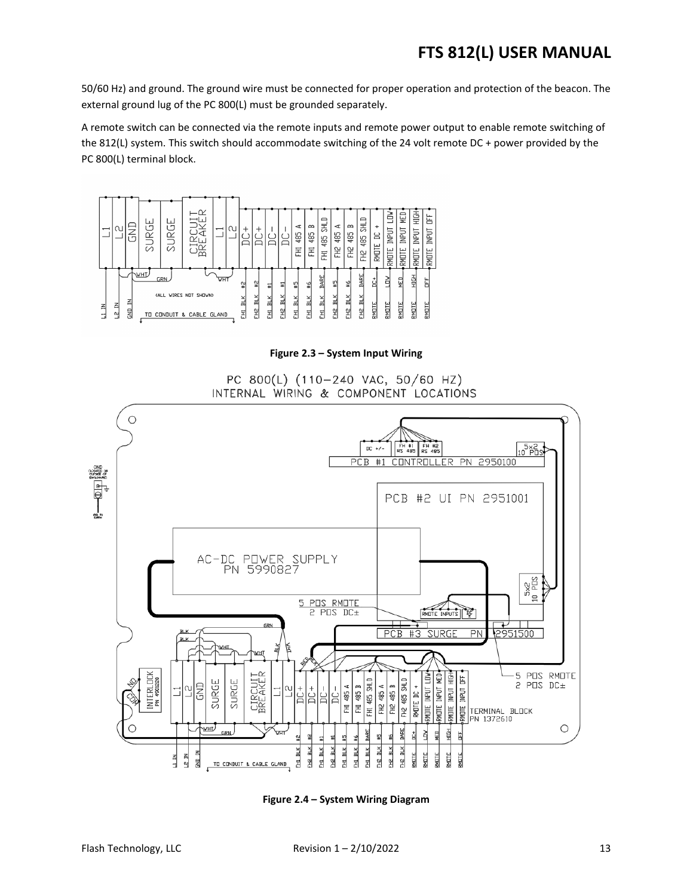50/60 Hz) and ground. The ground wire must be connected for proper operation and protection of the beacon. The external ground lug of the PC 800(L) must be grounded separately.

A remote switch can be connected via the remote inputs and remote power output to enable remote switching of the 812(L) system. This switch should accommodate switching of the 24 volt remote DC + power provided by the PC 800(L) terminal block.

**Figure 2.3 – System Input Wiring**

**Figure 2.4 – System Wiring Diagram**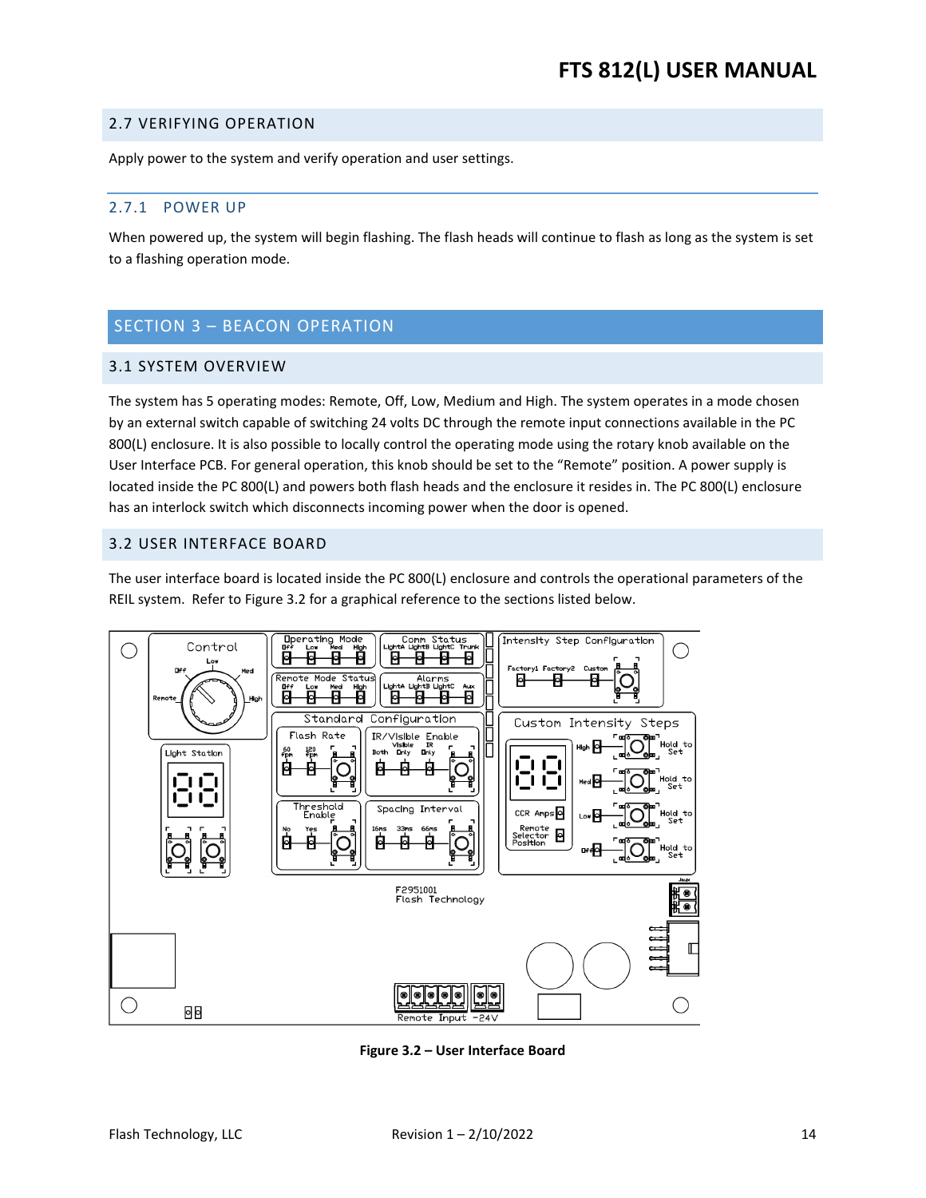## 2.7 VERIFYING OPERATION

Apply power to the system and verify operation and user settings.

### 2.7.1 POWER UP

When powered up, the system will begin flashing. The flash heads will continue to flash as long as the system is set to a flashing operation mode.

# SECTION 3 – BEACON OPERATION

## 3.1 SYSTEM OVERVIEW

The system has 5 operating modes: Remote, Off, Low, Medium and High. The system operates in a mode chosen by an external switch capable of switching 24 volts DC through the remote input connections available in the PC 800(L) enclosure. It is also possible to locally control the operating mode using the rotary knob available on the User Interface PCB. For general operation, this knob should be set to the "Remote" position. A power supply is located inside the PC 800(L) and powers both flash heads and the enclosure it resides in. The PC 800(L) enclosure has an interlock switch which disconnects incoming power when the door is opened.

## 3.2 USER INTERFACE BOARD

The user interface board is located inside the PC 800(L) enclosure and controls the operational parameters of the REIL system. Refer to Figure 3.2 for a graphical reference to the sections listed below.

**Figure 3.2 – User Interface Board**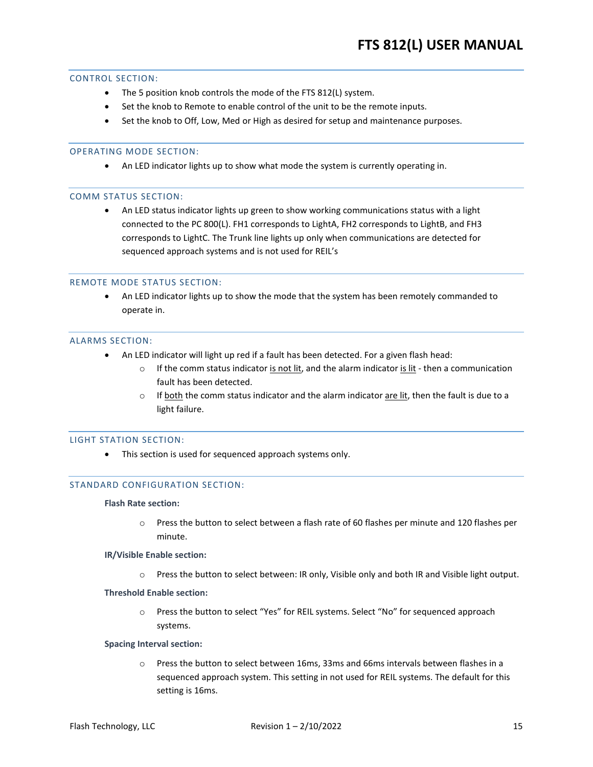## CONTROL SECTION:

- The 5 position knob controls the mode of the FTS 812(L) system.
- Set the knob to Remote to enable control of the unit to be the remote inputs.
- Set the knob to Off, Low, Med or High as desired for setup and maintenance purposes.

## OPERATING MODE SECTION:

- An LED indicator lights up to show what mode the system is currently operating in.

## COMM STATUS SECTION:

- An LED status indicator lights up green to show working communications status with a light connected to the PC 800(L). FH1 corresponds to LightA, FH2 corresponds to LightB, and FH3 corresponds to LightC. The Trunk line lights up only when communications are detected for sequenced approach systems and is not used for REIL's

## REMOTE MODE STATUS SECTION:

- An LED indicator lights up to show the mode that the system has been remotely commanded to operate in.

## ALARMS SECTION:

- An LED indicator will light up red if a fault has been detected. For a given flash head:
  - If the comm status indicator is not lit, and the alarm indicator is lit - then a communication fault has been detected.
  - If both the comm status indicator and the alarm indicator are lit, then the fault is due to a light failure.

## LIGHT STATION SECTION:

- This section is used for sequenced approach systems only.

## STANDARD CONFIGURATION SECTION:

**Flash Rate section:**

- Press the button to select between a flash rate of 60 flashes per minute and 120 flashes per minute.

**IR/Visible Enable section:**

- Press the button to select between: IR only, Visible only and both IR and Visible light output.

**Threshold Enable section:**

- Press the button to select "Yes" for REIL systems. Select "No" for sequenced approach systems.

**Spacing Interval section:**

- Press the button to select between 16ms, 33ms and 66ms intervals between flashes in a sequenced approach system. This setting in not used for REIL systems. The default for this setting is 16ms.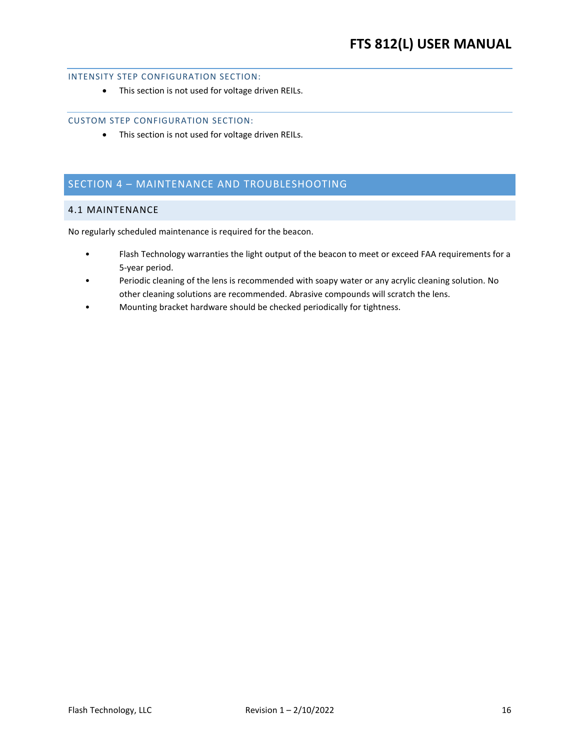### INTENSITY STEP CONFIGURATION SECTION:

- This section is not used for voltage driven REILs.

### CUSTOM STEP CONFIGURATION SECTION:

- This section is not used for voltage driven REILs.

# SECTION 4 – MAINTENANCE AND TROUBLESHOOTING

## 4.1 MAINTENANCE

No regularly scheduled maintenance is required for the beacon.

- Flash Technology warranties the light output of the beacon to meet or exceed FAA requirements for a 5-year period.
- Periodic cleaning of the lens is recommended with soapy water or any acrylic cleaning solution. No other cleaning solutions are recommended. Abrasive compounds will scratch the lens.
- Mounting bracket hardware should be checked periodically for tightness.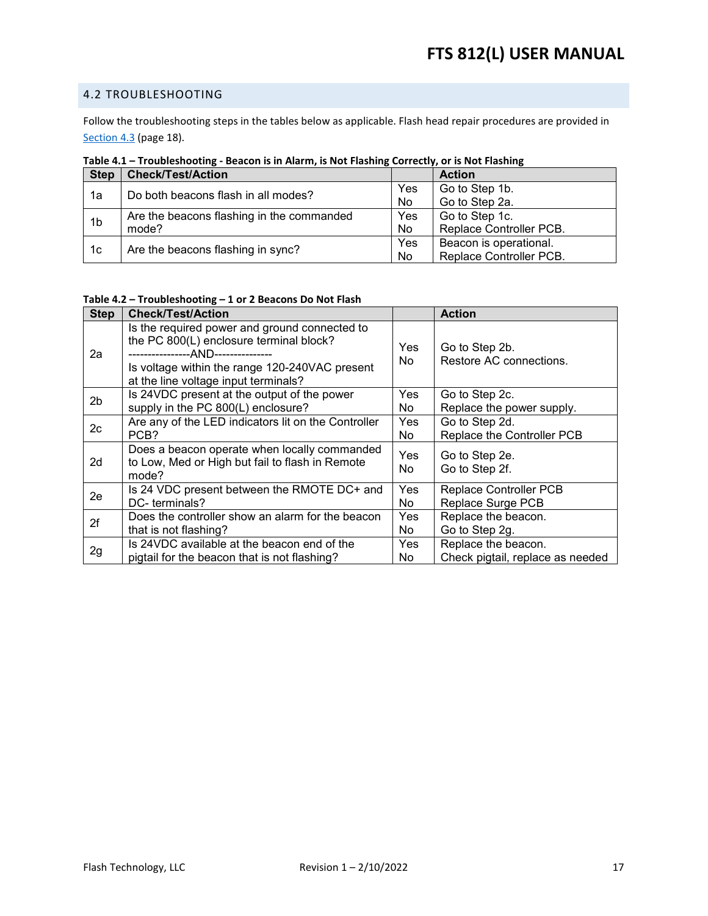## 4.2 TROUBLESHOOTING

Follow the troubleshooting steps in the tables below as applicable. Flash head repair procedures are provided in Section 4.3 (page 18).

**Table 4.1 – Troubleshooting - Beacon is in Alarm, is Not Flashing Correctly, or is Not Flashing**

| Step | Check/Test/Action | | Action |
|---|---|---|---|
| 1a | Do both beacons flash in all modes? | Yes<br>No | Go to Step 1b.<br>Go to Step 2a. |
| 1b | Are the beacons flashing in the commanded mode? | Yes<br>No | Go to Step 1c.<br>Replace Controller PCB. |
| 1c | Are the beacons flashing in sync? | Yes<br>No | Beacon is operational.<br>Replace Controller PCB. |

**Table 4.2 – Troubleshooting – 1 or 2 Beacons Do Not Flash**

| Step | Check/Test/Action | | Action |
|---|---|---|---|
| 2a | Is the required power and ground connected to the PC 800(L) enclosure terminal block?<br>----------------AND---------------<br>Is voltage within the range 120-240VAC present at the line voltage input terminals? | Yes<br>No | Go to Step 2b.<br>Restore AC connections. |
| 2b | Is 24VDC present at the output of the power supply in the PC 800(L) enclosure? | Yes<br>No | Go to Step 2c.<br>Replace the power supply. |
| 2c | Are any of the LED indicators lit on the Controller PCB? | Yes<br>No | Go to Step 2d.<br>Replace the Controller PCB |
| 2d | Does a beacon operate when locally commanded to Low, Med or High but fail to flash in Remote mode? | Yes<br>No | Go to Step 2e.<br>Go to Step 2f. |
| 2e | Is 24 VDC present between the RMOTE DC+ and DC- terminals? | Yes<br>No | Replace Controller PCB<br>Replace Surge PCB |
| 2f | Does the controller show an alarm for the beacon that is not flashing? | Yes<br>No | Replace the beacon.<br>Go to Step 2g. |
| 2g | Is 24VDC available at the beacon end of the pigtail for the beacon that is not flashing? | Yes<br>No | Replace the beacon.<br>Check pigtail, replace as needed |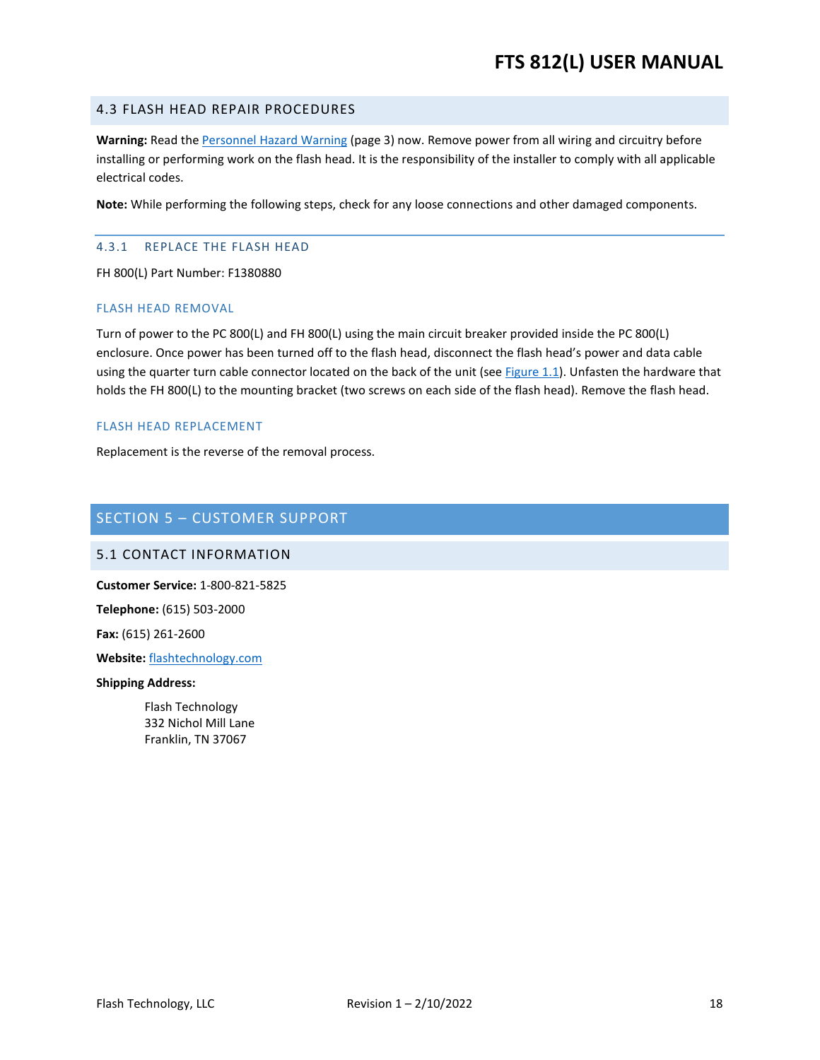## 4.3 FLASH HEAD REPAIR PROCEDURES

**Warning:** Read the Personnel Hazard Warning (page 3) now. Remove power from all wiring and circuitry before installing or performing work on the flash head. It is the responsibility of the installer to comply with all applicable electrical codes.

**Note:** While performing the following steps, check for any loose connections and other damaged components.

### 4.3.1 REPLACE THE FLASH HEAD

FH 800(L) Part Number: F1380880

#### FLASH HEAD REMOVAL

Turn of power to the PC 800(L) and FH 800(L) using the main circuit breaker provided inside the PC 800(L) enclosure. Once power has been turned off to the flash head, disconnect the flash head's power and data cable using the quarter turn cable connector located on the back of the unit (see Figure 1.1). Unfasten the hardware that holds the FH 800(L) to the mounting bracket (two screws on each side of the flash head). Remove the flash head.

#### FLASH HEAD REPLACEMENT

Replacement is the reverse of the removal process.

# SECTION 5 – CUSTOMER SUPPORT

## 5.1 CONTACT INFORMATION

**Customer Service:** 1-800-821-5825

**Telephone:** (615) 503-2000

**Fax:** (615) 261-2600

**Website:** flashtechnology.com

**Shipping Address:**

Flash Technology
332 Nichol Mill Lane
Franklin, TN 37067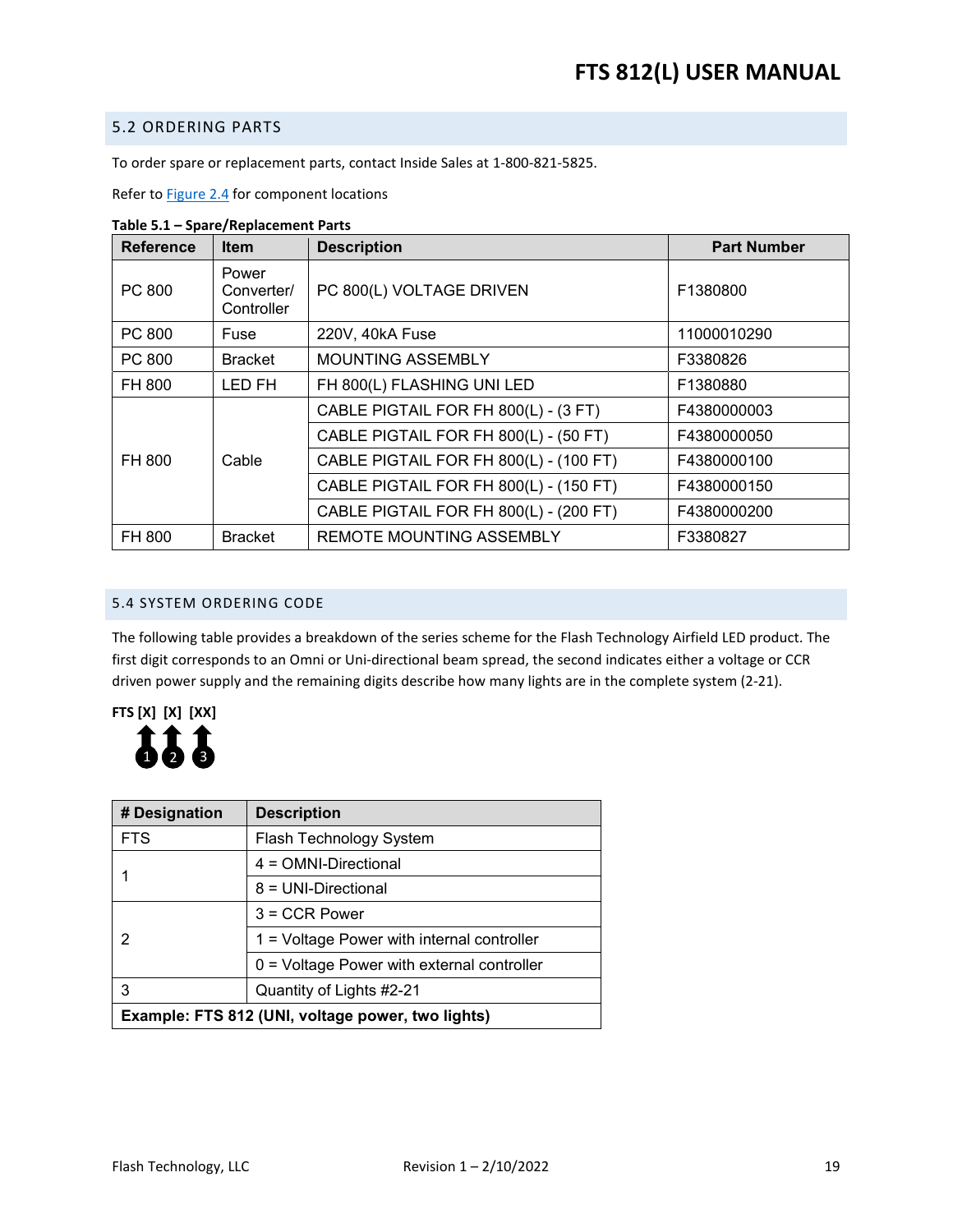## 5.2 ORDERING PARTS

To order spare or replacement parts, contact Inside Sales at 1-800-821-5825.

Refer to Figure 2.4 for component locations

**Table 5.1 – Spare/Replacement Parts**

| Reference | Item | Description | Part Number |
|---|---|---|---|
| PC 800 | Power Converter/ Controller | PC 800(L) VOLTAGE DRIVEN | F1380800 |
| PC 800 | Fuse | 220V, 40kA Fuse | 11000010290 |
| PC 800 | Bracket | MOUNTING ASSEMBLY | F3380826 |
| FH 800 | LED FH | FH 800(L) FLASHING UNI LED | F1380880 |
| FH 800 | Cable | CABLE PIGTAIL FOR FH 800(L) - (3 FT) | F4380000003 |
| | | CABLE PIGTAIL FOR FH 800(L) - (50 FT) | F4380000050 |
| | | CABLE PIGTAIL FOR FH 800(L) - (100 FT) | F4380000100 |
| | | CABLE PIGTAIL FOR FH 800(L) - (150 FT) | F4380000150 |
| | | CABLE PIGTAIL FOR FH 800(L) - (200 FT) | F4380000200 |
| FH 800 | Bracket | REMOTE MOUNTING ASSEMBLY | F3380827 |

## 5.4 SYSTEM ORDERING CODE

The following table provides a breakdown of the series scheme for the Flash Technology Airfield LED product. The first digit corresponds to an Omni or Uni-directional beam spread, the second indicates either a voltage or CCR driven power supply and the remaining digits describe how many lights are in the complete system (2-21).

**FTS [X] [X] [XX]**

1 2 3

| # Designation | Description |
|---|---|
| FTS | Flash Technology System |
| 1 | 4 = OMNI-Directional |
| | 8 = UNI-Directional |
| 2 | 3 = CCR Power |
| | 1 = Voltage Power with internal controller |
| | 0 = Voltage Power with external controller |
| 3 | Quantity of Lights #2-21 |
| **Example: FTS 812 (UNI, voltage power, two lights)** | |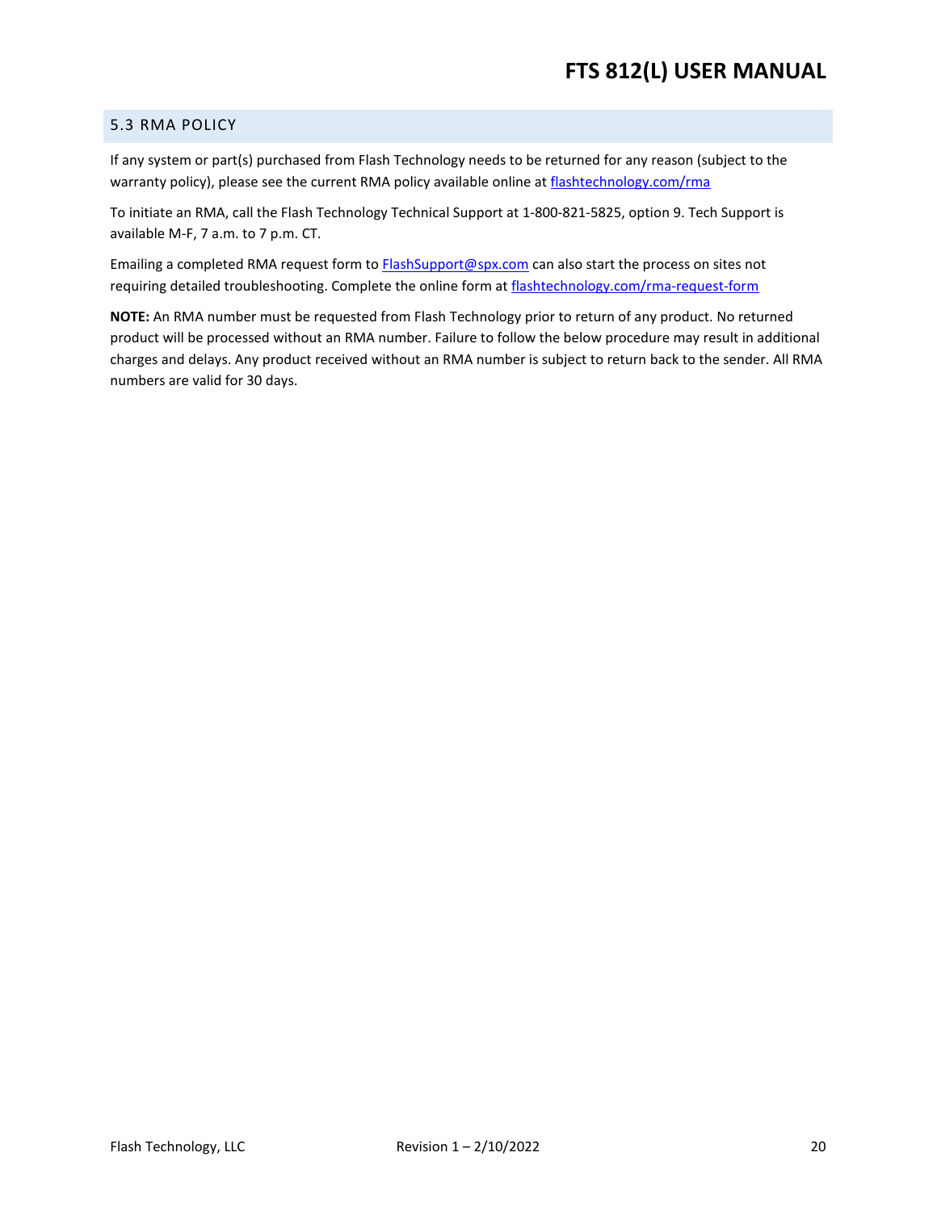## 5.3 RMA POLICY

If any system or part(s) purchased from Flash Technology needs to be returned for any reason (subject to the warranty policy), please see the current RMA policy available online at flashtechnology.com/rma

To initiate an RMA, call the Flash Technology Technical Support at 1-800-821-5825, option 9. Tech Support is available M-F, 7 a.m. to 7 p.m. CT.

Emailing a completed RMA request form to FlashSupport@spx.com can also start the process on sites not requiring detailed troubleshooting. Complete the online form at flashtechnology.com/rma-request-form

**NOTE:** An RMA number must be requested from Flash Technology prior to return of any product. No returned product will be processed without an RMA number. Failure to follow the below procedure may result in additional charges and delays. Any product received without an RMA number is subject to return back to the sender. All RMA numbers are valid for 30 days.